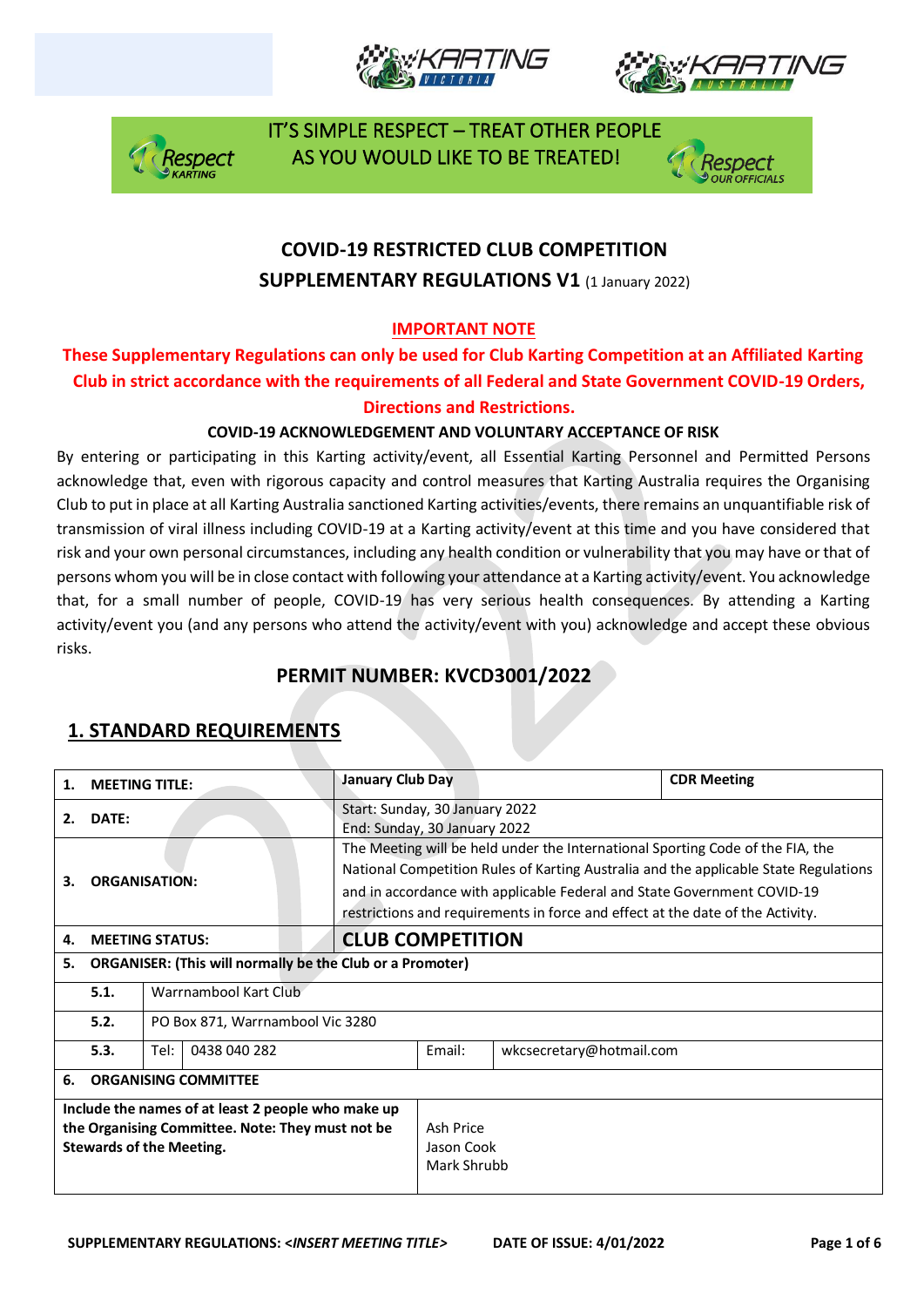IT'S SIMPLE RESPECT – TREAT OTHER PEOPLE AS YOU WOULD LIKE TO BE TREATED!

# COVID-19 RESTRICTED CLUB COMPETITION SUPPLEMENTARY REGULATIONS V1 (1 January 2022)

**IMPORTANT NOTE**

**These Supplementary Regulations can only be used for Club Karting Competition at an Affiliated Karting Club in strict accordance with the requirements of all Federal and State Government COVID-19 Orders, Directions and Restrictions.**

**COVID-19 ACKNOWLEDGEMENT AND VOLUNTARY ACCEPTANCE OF RISK**

By entering or participating in this Karting activity/event, all Essential Karting Personnel and Permitted Persons acknowledge that, even with rigorous capacity and control measures that Karting Australia requires the Organising Club to put in place at all Karting Australia sanctioned Karting activities/events, there remains an unquantifiable risk of transmission of viral illness including COVID-19 at a Karting activity/event at this time and you have considered that risk and your own personal circumstances, including any health condition or vulnerability that you may have or that of persons whom you will be in close contact with following your attendance at a Karting activity/event. You acknowledge that, for a small number of people, COVID-19 has very serious health consequences. By attending a Karting activity/event you (and any persons who attend the activity/event with you) acknowledge and accept these obvious risks.

## PERMIT NUMBER: KVCD3001/2022

## 1. STANDARD REQUIREMENTS

| | | | | |
|---|---|---|---|---|
| **1.** | **MEETING TITLE:** | **January Club Day** | | **CDR Meeting** |
| **2.** | **DATE:** | Start: Sunday, 30 January 2022<br>End: Sunday, 30 January 2022 | | |
| **3.** | **ORGANISATION:** | The Meeting will be held under the International Sporting Code of the FIA, the National Competition Rules of Karting Australia and the applicable State Regulations and in accordance with applicable Federal and State Government COVID-19 restrictions and requirements in force and effect at the date of the Activity. | | |
| **4.** | **MEETING STATUS:** | **CLUB COMPETITION** | | |
| **5.** | **ORGANISER: (This will normally be the Club or a Promoter)** | | | |
| **5.1.** | Warrnambool Kart Club | | | |
| **5.2.** | PO Box 871, Warrnambool Vic 3280 | | | |
| **5.3.** | Tel: 0438 040 282 | Email: | wkcsecretary@hotmail.com | |
| **6.** | **ORGANISING COMMITTEE** | | | |
| **Include the names of at least 2 people who make up the Organising Committee. Note: They must not be Stewards of the Meeting.** | | Ash Price<br>Jason Cook<br>Mark Shrubb | | |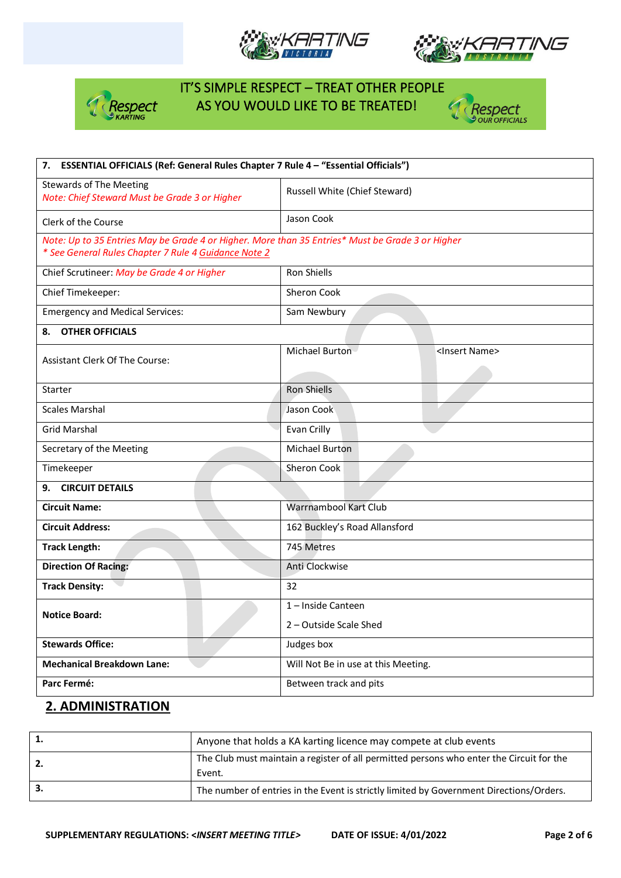IT'S SIMPLE RESPECT – TREAT OTHER PEOPLE AS YOU WOULD LIKE TO BE TREATED!

| 7. ESSENTIAL OFFICIALS (Ref: General Rules Chapter 7 Rule 4 – "Essential Officials") | | |
|---|---|---|
| Stewards of The Meeting<br>*Note: Chief Steward Must be Grade 3 or Higher* | Russell White (Chief Steward) | |
| Clerk of the Course | Jason Cook | |
| *Note: Up to 35 Entries May be Grade 4 or Higher. More than 35 Entries\* Must be Grade 3 or Higher*<br>*\* See General Rules Chapter 7 Rule 4 Guidance Note 2* | | |
| Chief Scrutineer: *May be Grade 4 or Higher* | Ron Shiells | |
| Chief Timekeeper: | Sheron Cook | |
| Emergency and Medical Services: | Sam Newbury | |
| **8. OTHER OFFICIALS** | | |
| Assistant Clerk Of The Course: | Michael Burton | <Insert Name> |
| Starter | Ron Shiells | |
| Scales Marshal | Jason Cook | |
| Grid Marshal | Evan Crilly | |
| Secretary of the Meeting | Michael Burton | |
| Timekeeper | Sheron Cook | |
| **9. CIRCUIT DETAILS** | | |
| **Circuit Name:** | Warrnambool Kart Club | |
| **Circuit Address:** | 162 Buckley's Road Allansford | |
| **Track Length:** | 745 Metres | |
| **Direction Of Racing:** | Anti Clockwise | |
| **Track Density:** | 32 | |
| **Notice Board:** | 1 – Inside Canteen<br>2 – Outside Scale Shed | |
| **Stewards Office:** | Judges box | |
| **Mechanical Breakdown Lane:** | Will Not Be in use at this Meeting. | |
| **Parc Fermé:** | Between track and pits | |

## 2. ADMINISTRATION

| | |
|---|---|
| **1.** | Anyone that holds a KA karting licence may compete at club events |
| **2.** | The Club must maintain a register of all permitted persons who enter the Circuit for the Event. |
| **3.** | The number of entries in the Event is strictly limited by Government Directions/Orders. |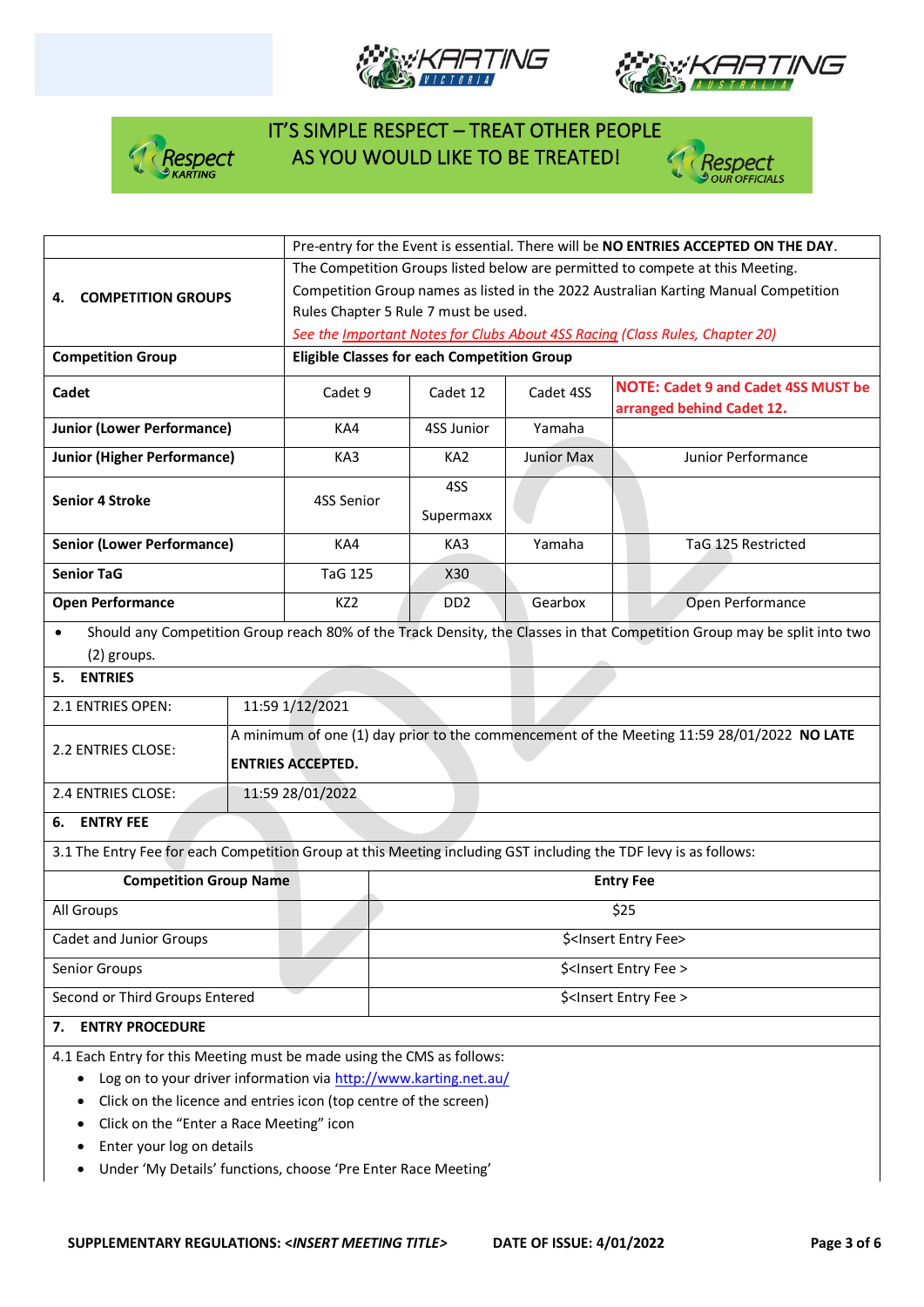IT'S SIMPLE RESPECT – TREAT OTHER PEOPLE AS YOU WOULD LIKE TO BE TREATED!

| | Pre-entry for the Event is essential. There will be **NO ENTRIES ACCEPTED ON THE DAY**. | | | |
|---|---|---|---|---|
| **4. COMPETITION GROUPS** | The Competition Groups listed below are permitted to compete at this Meeting. Competition Group names as listed in the 2022 Australian Karting Manual Competition Rules Chapter 5 Rule 7 must be used. *See the Important Notes for Clubs About 4SS Racing (Class Rules, Chapter 20)* | | | |
| **Competition Group** | **Eligible Classes for each Competition Group** | | | |
| **Cadet** | Cadet 9 | Cadet 12 | Cadet 4SS | **NOTE: Cadet 9 and Cadet 4SS MUST be arranged behind Cadet 12.** |
| **Junior (Lower Performance)** | KA4 | 4SS Junior | Yamaha | |
| **Junior (Higher Performance)** | KA3 | KA2 | Junior Max | Junior Performance |
| **Senior 4 Stroke** | 4SS Senior | 4SS Supermaxx | | |
| **Senior (Lower Performance)** | KA4 | KA3 | Yamaha | TaG 125 Restricted |
| **Senior TaG** | TaG 125 | X30 | | |
| **Open Performance** | KZ2 | DD2 | Gearbox | Open Performance |

- Should any Competition Group reach 80% of the Track Density, the Classes in that Competition Group may be split into two (2) groups.

## 5. ENTRIES

| | |
|---|---|
| 2.1 ENTRIES OPEN: | 11:59 1/12/2021 |
| 2.2 ENTRIES CLOSE: | A minimum of one (1) day prior to the commencement of the Meeting 11:59 28/01/2022 **NO LATE ENTRIES ACCEPTED.** |
| 2.4 ENTRIES CLOSE: | 11:59 28/01/2022 |

## 6. ENTRY FEE

3.1 The Entry Fee for each Competition Group at this Meeting including GST including the TDF levy is as follows:

| Competition Group Name | Entry Fee |
|---|---|
| All Groups | $25 |
| Cadet and Junior Groups | $<Insert Entry Fee> |
| Senior Groups | $<Insert Entry Fee > |
| Second or Third Groups Entered | $<Insert Entry Fee > |

## 7. ENTRY PROCEDURE

4.1 Each Entry for this Meeting must be made using the CMS as follows:

- Log on to your driver information via http://www.karting.net.au/
- Click on the licence and entries icon (top centre of the screen)
- Click on the "Enter a Race Meeting" icon
- Enter your log on details
- Under 'My Details' functions, choose 'Pre Enter Race Meeting'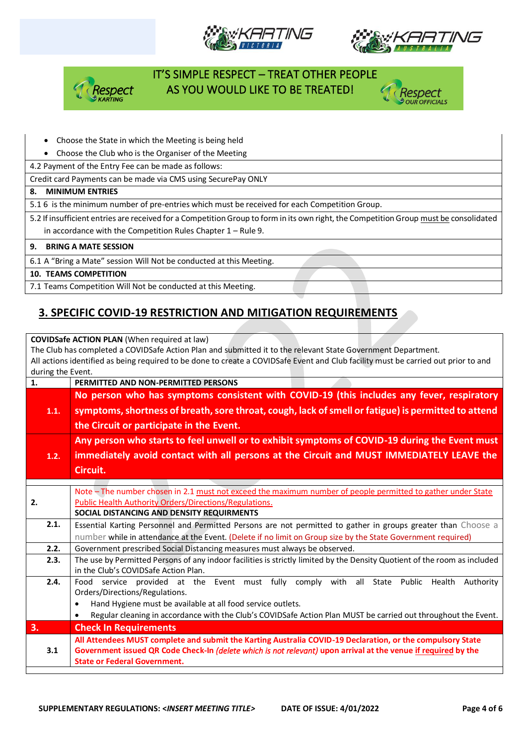IT'S SIMPLE RESPECT – TREAT OTHER PEOPLE AS YOU WOULD LIKE TO BE TREATED!

- Choose the State in which the Meeting is being held
- Choose the Club who is the Organiser of the Meeting

| |
|---|
| 4.2 Payment of the Entry Fee can be made as follows: |
| Credit card Payments can be made via CMS using SecurePay ONLY |
| **8. MINIMUM ENTRIES** |
| 5.1 6 is the minimum number of pre-entries which must be received for each Competition Group. |
| 5.2 If insufficient entries are received for a Competition Group to form in its own right, the Competition Group must be consolidated in accordance with the Competition Rules Chapter 1 – Rule 9. |
| **9. BRING A MATE SESSION** |
| 6.1 A "Bring a Mate" session Will Not be conducted at this Meeting. |
| **10. TEAMS COMPETITION** |
| 7.1 Teams Competition Will Not be conducted at this Meeting. |

## 3. SPECIFIC COVID-19 RESTRICTION AND MITIGATION REQUIREMENTS

**COVIDSafe ACTION PLAN** (When required at law)
The Club has completed a COVIDSafe Action Plan and submitted it to the relevant State Government Department.
All actions identified as being required to be done to create a COVIDSafe Event and Club facility must be carried out prior to and during the Event.

| | |
|---|---|
| **1.** | **PERMITTED AND NON-PERMITTED PERSONS** |
| **1.1.** | **No person who has symptoms consistent with COVID-19 (this includes any fever, respiratory symptoms, shortness of breath, sore throat, cough, lack of smell or fatigue) is permitted to attend the Circuit or participate in the Event.** |
| **1.2.** | **Any person who starts to feel unwell or to exhibit symptoms of COVID-19 during the Event must immediately avoid contact with all persons at the Circuit and MUST IMMEDIATELY LEAVE the Circuit.** |
| **2.** | Note – The number chosen in 2.1 must not exceed the maximum number of people permitted to gather under State Public Health Authority Orders/Directions/Regulations.<br>**SOCIAL DISTANCING AND DENSITY REQUIRMENTS** |
| **2.1.** | Essential Karting Personnel and Permitted Persons are not permitted to gather in groups greater than Choose a number while in attendance at the Event. (Delete if no limit on Group size by the State Government required) |
| **2.2.** | Government prescribed Social Distancing measures must always be observed. |
| **2.3.** | The use by Permitted Persons of any indoor facilities is strictly limited by the Density Quotient of the room as included in the Club's COVIDSafe Action Plan. |
| **2.4.** | Food service provided at the Event must fully comply with all State Public Health Authority Orders/Directions/Regulations.<br>• Hand Hygiene must be available at all food service outlets.<br>• Regular cleaning in accordance with the Club's COVIDSafe Action Plan MUST be carried out throughout the Event. |
| **3.** | **Check In Requirements** |
| **3.1** | **All Attendees MUST complete and submit the Karting Australia COVID-19 Declaration, or the compulsory State Government issued QR Code Check-In *(delete which is not relevant)* upon arrival at the venue if required by the State or Federal Government.** |

SUPPLEMENTARY REGULATIONS: <*INSERT MEETING TITLE*> DATE OF ISSUE: 4/01/2022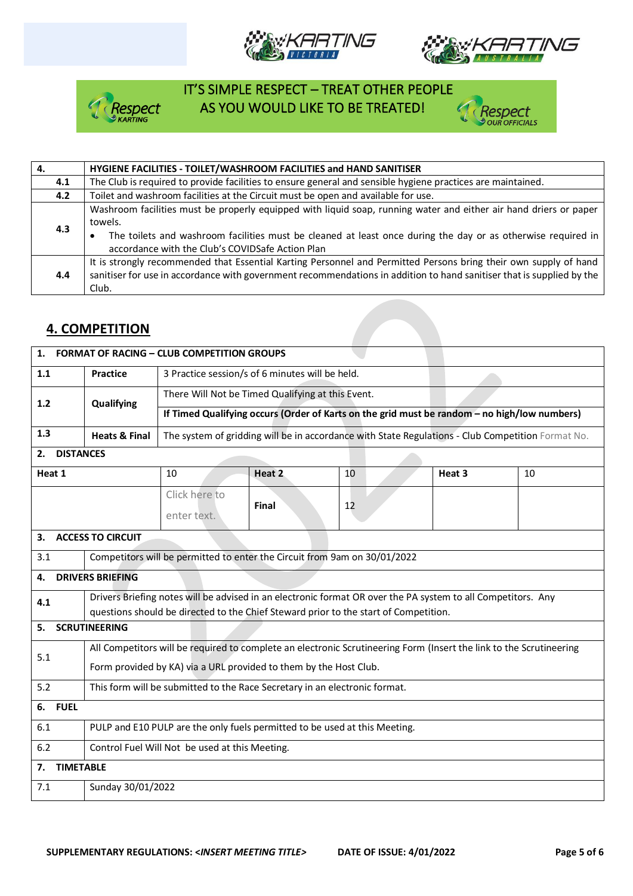IT'S SIMPLE RESPECT – TREAT OTHER PEOPLE AS YOU WOULD LIKE TO BE TREATED!

| 4. | HYGIENE FACILITIES - TOILET/WASHROOM FACILITIES and HAND SANITISER |
|---|---|
| 4.1 | The Club is required to provide facilities to ensure general and sensible hygiene practices are maintained. |
| 4.2 | Toilet and washroom facilities at the Circuit must be open and available for use. |
| 4.3 | Washroom facilities must be properly equipped with liquid soap, running water and either air hand driers or paper towels.<br>• The toilets and washroom facilities must be cleaned at least once during the day or as otherwise required in accordance with the Club's COVIDSafe Action Plan |
| 4.4 | It is strongly recommended that Essential Karting Personnel and Permitted Persons bring their own supply of hand sanitiser for use in accordance with government recommendations in addition to hand sanitiser that is supplied by the Club. |

## 4. COMPETITION

| 1. FORMAT OF RACING – CLUB COMPETITION GROUPS | | | | | |
|---|---|---|---|---|---|
| 1.1 | Practice | 3 Practice session/s of 6 minutes will be held. | | | |
| 1.2 | Qualifying | There Will Not be Timed Qualifying at this Event. | | | |
| | | **If Timed Qualifying occurs (Order of Karts on the grid must be random – no high/low numbers)** | | | |
| 1.3 | Heats & Final | The system of gridding will be in accordance with State Regulations - Club Competition Format No. | | | |

| 2. DISTANCES | | | | | |
|---|---|---|---|---|---|
| **Heat 1** | 10 | **Heat 2** | 10 | **Heat 3** | 10 |
| | Click here to enter text. | **Final** | 12 | | |

| 3. ACCESS TO CIRCUIT | |
|---|---|
| 3.1 | Competitors will be permitted to enter the Circuit from 9am on 30/01/2022 |
| **4. DRIVERS BRIEFING** | |
| 4.1 | Drivers Briefing notes will be advised in an electronic format OR over the PA system to all Competitors. Any questions should be directed to the Chief Steward prior to the start of Competition. |
| **5. SCRUTINEERING** | |
| 5.1 | All Competitors will be required to complete an electronic Scrutineering Form (Insert the link to the Scrutineering Form provided by KA) via a URL provided to them by the Host Club. |
| 5.2 | This form will be submitted to the Race Secretary in an electronic format. |
| **6. FUEL** | |
| 6.1 | PULP and E10 PULP are the only fuels permitted to be used at this Meeting. |
| 6.2 | Control Fuel Will Not be used at this Meeting. |
| **7. TIMETABLE** | |
| 7.1 | Sunday 30/01/2022 |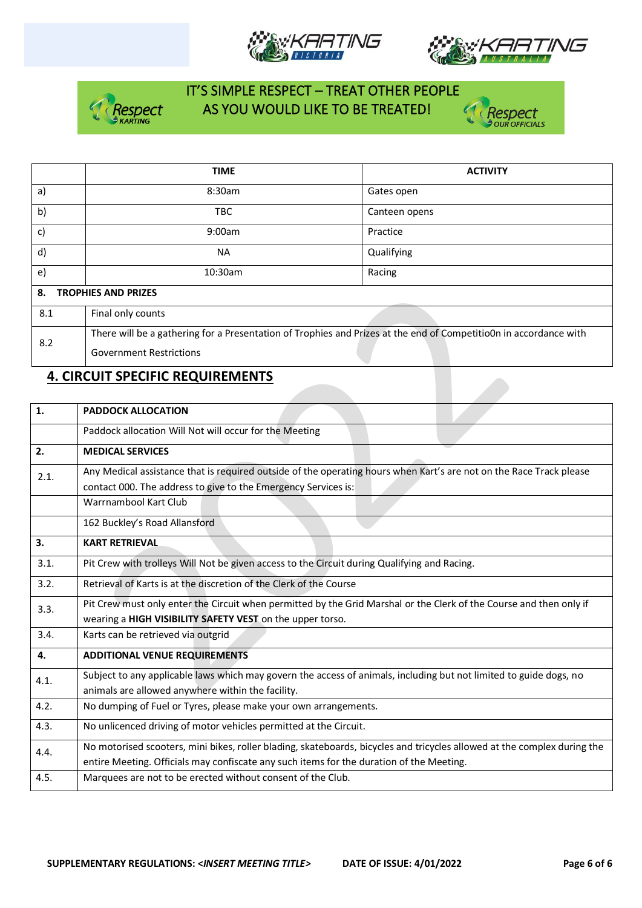IT'S SIMPLE RESPECT – TREAT OTHER PEOPLE AS YOU WOULD LIKE TO BE TREATED!

| | TIME | ACTIVITY |
|---|---|---|
| a) | 8:30am | Gates open |
| b) | TBC | Canteen opens |
| c) | 9:00am | Practice |
| d) | NA | Qualifying |
| e) | 10:30am | Racing |
| **8.** | **TROPHIES AND PRIZES** | |
| 8.1 | Final only counts | |
| 8.2 | There will be a gathering for a Presentation of Trophies and Prizes at the end of Competitio0n in accordance with Government Restrictions | |

## 4. CIRCUIT SPECIFIC REQUIREMENTS

| | |
|---|---|
| **1.** | **PADDOCK ALLOCATION** |
| | Paddock allocation Will Not will occur for the Meeting |
| **2.** | **MEDICAL SERVICES** |
| 2.1. | Any Medical assistance that is required outside of the operating hours when Kart's are not on the Race Track please contact 000. The address to give to the Emergency Services is: |
| | Warrnambool Kart Club |
| | 162 Buckley's Road Allansford |
| **3.** | **KART RETRIEVAL** |
| 3.1. | Pit Crew with trolleys Will Not be given access to the Circuit during Qualifying and Racing. |
| 3.2. | Retrieval of Karts is at the discretion of the Clerk of the Course |
| 3.3. | Pit Crew must only enter the Circuit when permitted by the Grid Marshal or the Clerk of the Course and then only if wearing a **HIGH VISIBILITY SAFETY VEST** on the upper torso. |
| 3.4. | Karts can be retrieved via outgrid |
| **4.** | **ADDITIONAL VENUE REQUIREMENTS** |
| 4.1. | Subject to any applicable laws which may govern the access of animals, including but not limited to guide dogs, no animals are allowed anywhere within the facility. |
| 4.2. | No dumping of Fuel or Tyres, please make your own arrangements. |
| 4.3. | No unlicenced driving of motor vehicles permitted at the Circuit. |
| 4.4. | No motorised scooters, mini bikes, roller blading, skateboards, bicycles and tricycles allowed at the complex during the entire Meeting. Officials may confiscate any such items for the duration of the Meeting. |
| 4.5. | Marquees are not to be erected without consent of the Club. |